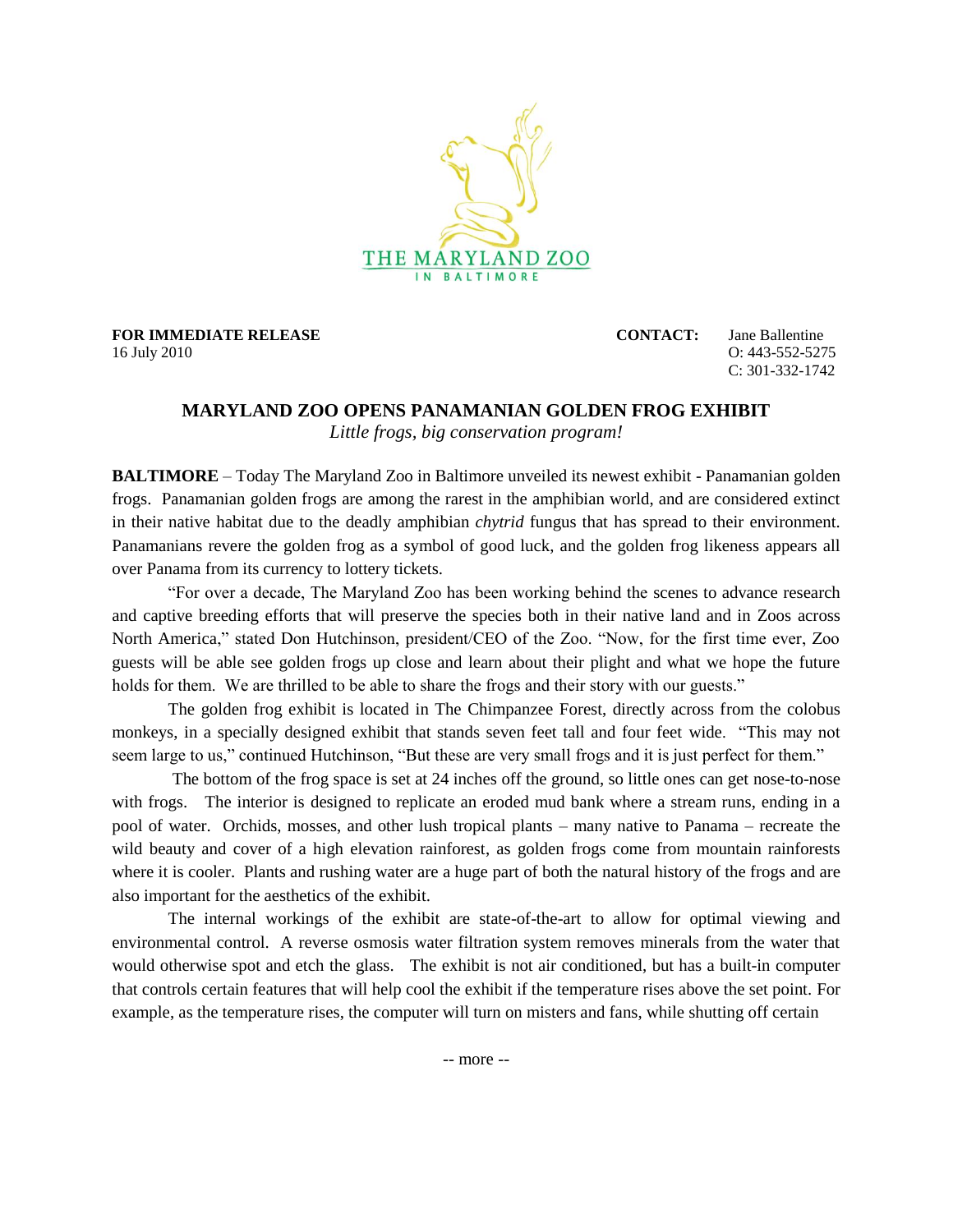THE MARYLAND ZOO
IN BALTIMORE

**FOR IMMEDIATE RELEASE**
16 July 2010

**CONTACT:** Jane Ballentine
O: 443-552-5275
C: 301-332-1742

## MARYLAND ZOO OPENS PANAMANIAN GOLDEN FROG EXHIBIT

*Little frogs, big conservation program!*

**BALTIMORE** – Today The Maryland Zoo in Baltimore unveiled its newest exhibit - Panamanian golden frogs. Panamanian golden frogs are among the rarest in the amphibian world, and are considered extinct in their native habitat due to the deadly amphibian *chytrid* fungus that has spread to their environment. Panamanians revere the golden frog as a symbol of good luck, and the golden frog likeness appears all over Panama from its currency to lottery tickets.

"For over a decade, The Maryland Zoo has been working behind the scenes to advance research and captive breeding efforts that will preserve the species both in their native land and in Zoos across North America," stated Don Hutchinson, president/CEO of the Zoo. "Now, for the first time ever, Zoo guests will be able see golden frogs up close and learn about their plight and what we hope the future holds for them. We are thrilled to be able to share the frogs and their story with our guests."

The golden frog exhibit is located in The Chimpanzee Forest, directly across from the colobus monkeys, in a specially designed exhibit that stands seven feet tall and four feet wide. "This may not seem large to us," continued Hutchinson, "But these are very small frogs and it is just perfect for them."

The bottom of the frog space is set at 24 inches off the ground, so little ones can get nose-to-nose with frogs. The interior is designed to replicate an eroded mud bank where a stream runs, ending in a pool of water. Orchids, mosses, and other lush tropical plants – many native to Panama – recreate the wild beauty and cover of a high elevation rainforest, as golden frogs come from mountain rainforests where it is cooler. Plants and rushing water are a huge part of both the natural history of the frogs and are also important for the aesthetics of the exhibit.

The internal workings of the exhibit are state-of-the-art to allow for optimal viewing and environmental control. A reverse osmosis water filtration system removes minerals from the water that would otherwise spot and etch the glass. The exhibit is not air conditioned, but has a built-in computer that controls certain features that will help cool the exhibit if the temperature rises above the set point. For example, as the temperature rises, the computer will turn on misters and fans, while shutting off certain

-- more --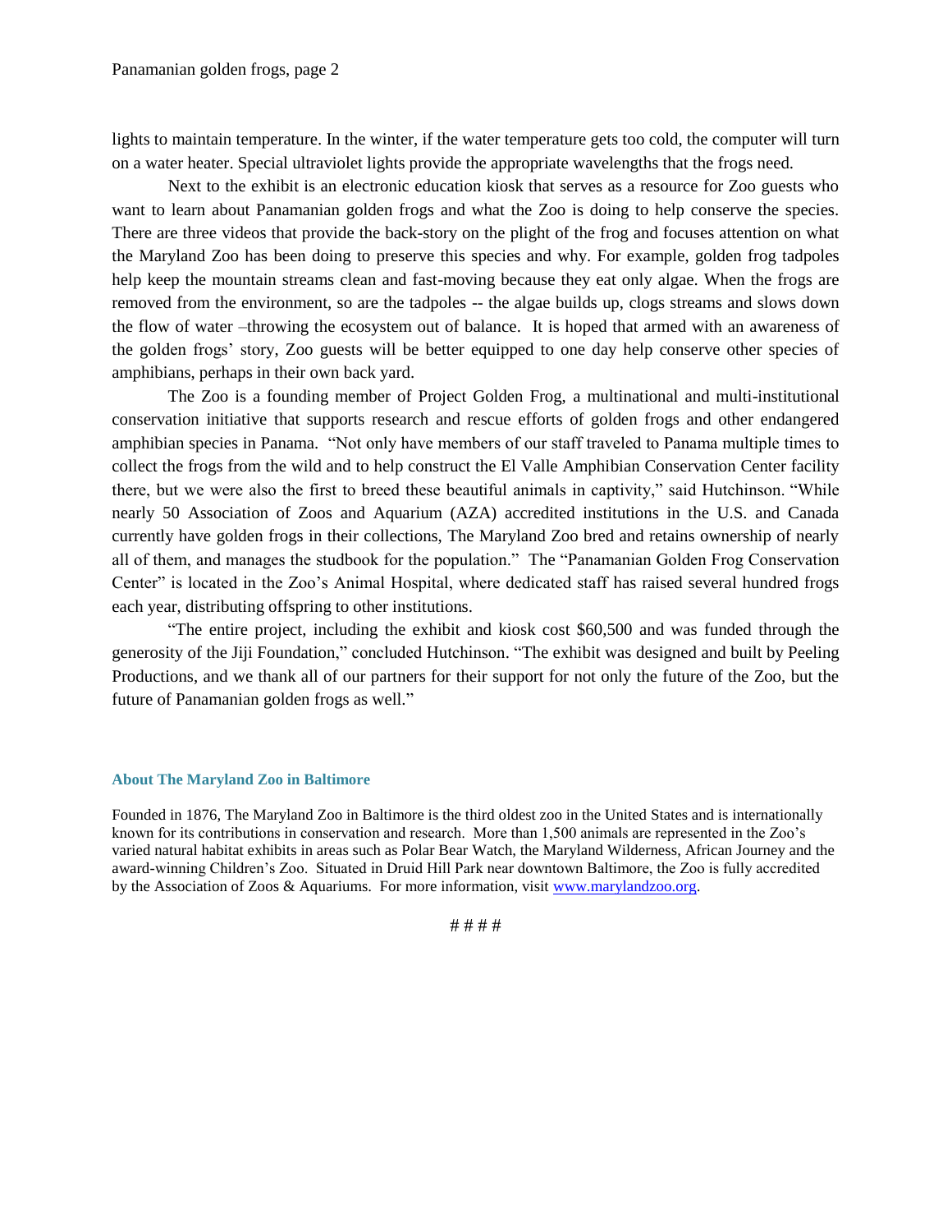lights to maintain temperature. In the winter, if the water temperature gets too cold, the computer will turn on a water heater. Special ultraviolet lights provide the appropriate wavelengths that the frogs need.

Next to the exhibit is an electronic education kiosk that serves as a resource for Zoo guests who want to learn about Panamanian golden frogs and what the Zoo is doing to help conserve the species. There are three videos that provide the back-story on the plight of the frog and focuses attention on what the Maryland Zoo has been doing to preserve this species and why. For example, golden frog tadpoles help keep the mountain streams clean and fast-moving because they eat only algae. When the frogs are removed from the environment, so are the tadpoles -- the algae builds up, clogs streams and slows down the flow of water –throwing the ecosystem out of balance. It is hoped that armed with an awareness of the golden frogs' story, Zoo guests will be better equipped to one day help conserve other species of amphibians, perhaps in their own back yard.

The Zoo is a founding member of Project Golden Frog, a multinational and multi-institutional conservation initiative that supports research and rescue efforts of golden frogs and other endangered amphibian species in Panama. "Not only have members of our staff traveled to Panama multiple times to collect the frogs from the wild and to help construct the El Valle Amphibian Conservation Center facility there, but we were also the first to breed these beautiful animals in captivity," said Hutchinson. "While nearly 50 Association of Zoos and Aquarium (AZA) accredited institutions in the U.S. and Canada currently have golden frogs in their collections, The Maryland Zoo bred and retains ownership of nearly all of them, and manages the studbook for the population." The "Panamanian Golden Frog Conservation Center" is located in the Zoo's Animal Hospital, where dedicated staff has raised several hundred frogs each year, distributing offspring to other institutions.

"The entire project, including the exhibit and kiosk cost $60,500 and was funded through the generosity of the Jiji Foundation," concluded Hutchinson. "The exhibit was designed and built by Peeling Productions, and we thank all of our partners for their support for not only the future of the Zoo, but the future of Panamanian golden frogs as well."

**About The Maryland Zoo in Baltimore**

Founded in 1876, The Maryland Zoo in Baltimore is the third oldest zoo in the United States and is internationally known for its contributions in conservation and research. More than 1,500 animals are represented in the Zoo's varied natural habitat exhibits in areas such as Polar Bear Watch, the Maryland Wilderness, African Journey and the award-winning Children's Zoo. Situated in Druid Hill Park near downtown Baltimore, the Zoo is fully accredited by the Association of Zoos & Aquariums. For more information, visit www.marylandzoo.org.

# # # #